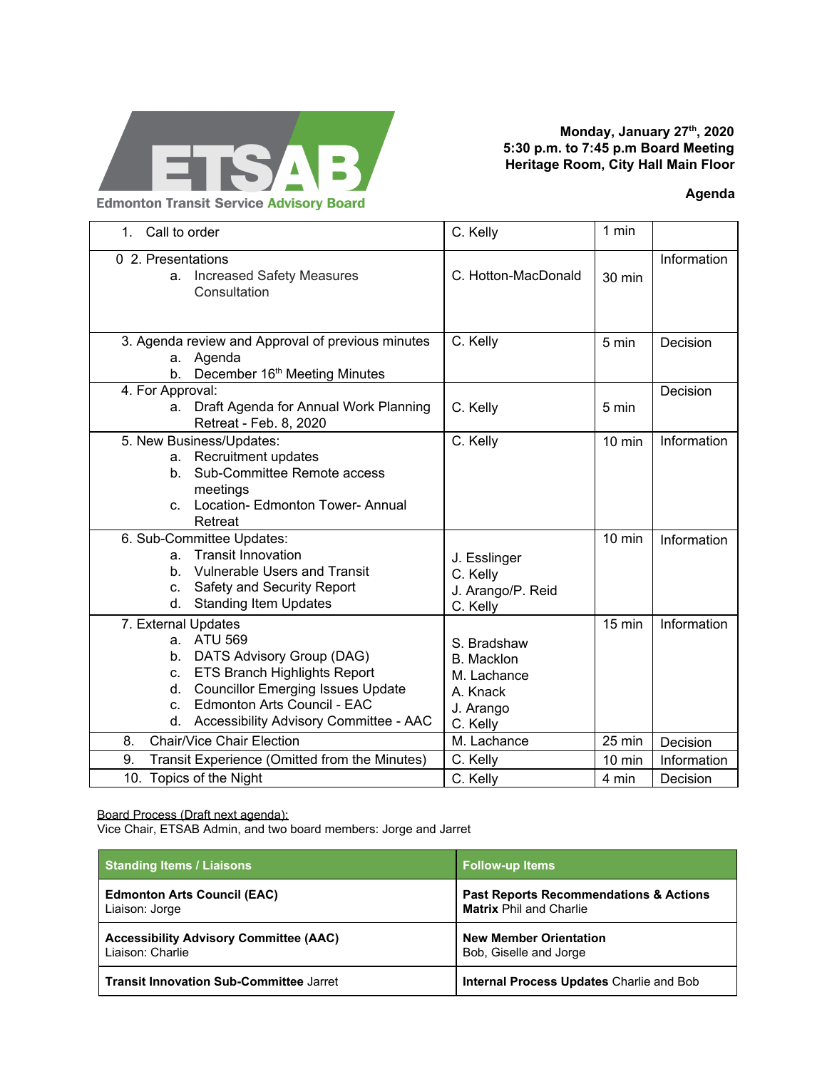# ETSAB

Edmonton Transit Service Advisory Board

**Monday, January 27th, 2020**
**5:30 p.m. to 7:45 p.m Board Meeting**
**Heritage Room, City Hall Main Floor**

**Agenda**

| Item | Lead | Time | Type |
|---|---|---|---|
| 1. Call to order | C. Kelly | 1 min | |
| 0 2. Presentations<br>a. Increased Safety Measures Consultation | C. Hotton-MacDonald | 30 min | Information |
| 3. Agenda review and Approval of previous minutes<br>a. Agenda<br>b. December 16th Meeting Minutes | C. Kelly | 5 min | Decision |
| 4. For Approval:<br>a. Draft Agenda for Annual Work Planning Retreat - Feb. 8, 2020 | C. Kelly | 5 min | Decision |
| 5. New Business/Updates:<br>a. Recruitment updates<br>b. Sub-Committee Remote access meetings<br>c. Location- Edmonton Tower- Annual Retreat | C. Kelly | 10 min | Information |
| 6. Sub-Committee Updates:<br>a. Transit Innovation<br>b. Vulnerable Users and Transit<br>c. Safety and Security Report<br>d. Standing Item Updates | J. Esslinger<br>C. Kelly<br>J. Arango/P. Reid<br>C. Kelly | 10 min | Information |
| 7. External Updates<br>a. ATU 569<br>b. DATS Advisory Group (DAG)<br>c. ETS Branch Highlights Report<br>d. Councillor Emerging Issues Update<br>c. Edmonton Arts Council - EAC<br>d. Accessibility Advisory Committee - AAC | S. Bradshaw<br>B. Macklon<br>M. Lachance<br>A. Knack<br>J. Arango<br>C. Kelly | 15 min | Information |
| 8. Chair/Vice Chair Election | M. Lachance | 25 min | Decision |
| 9. Transit Experience (Omitted from the Minutes) | C. Kelly | 10 min | Information |
| 10. Topics of the Night | C. Kelly | 4 min | Decision |

Board Process (Draft next agenda):
Vice Chair, ETSAB Admin, and two board members: Jorge and Jarret

| Standing Items / Liaisons | Follow-up Items |
|---|---|
| **Edmonton Arts Council (EAC)**<br>Liaison: Jorge | **Past Reports Recommendations & Actions Matrix** Phil and Charlie |
| **Accessibility Advisory Committee (AAC)**<br>Liaison: Charlie | **New Member Orientation**<br>Bob, Giselle and Jorge |
| **Transit Innovation Sub-Committee** Jarret | **Internal Process Updates** Charlie and Bob |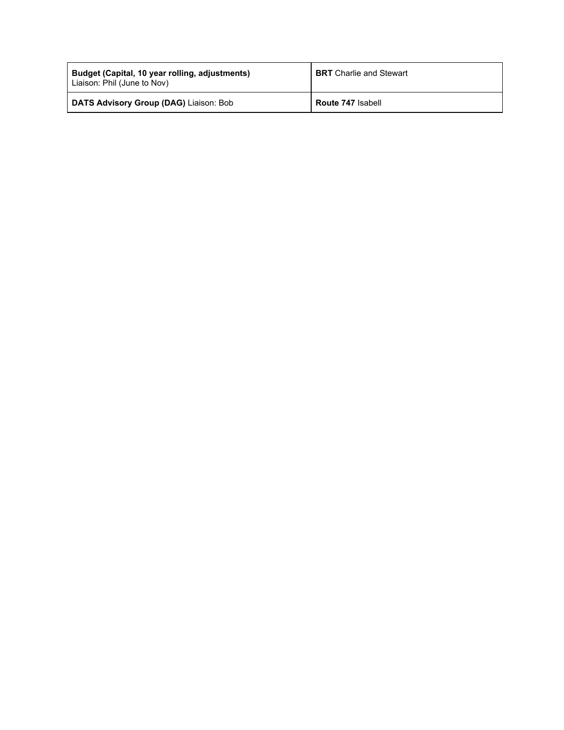| | |
|---|---|
| **Budget (Capital, 10 year rolling, adjustments)** Liaison: Phil (June to Nov) | **BRT** Charlie and Stewart |
| **DATS Advisory Group (DAG)** Liaison: Bob | **Route 747** Isabell |